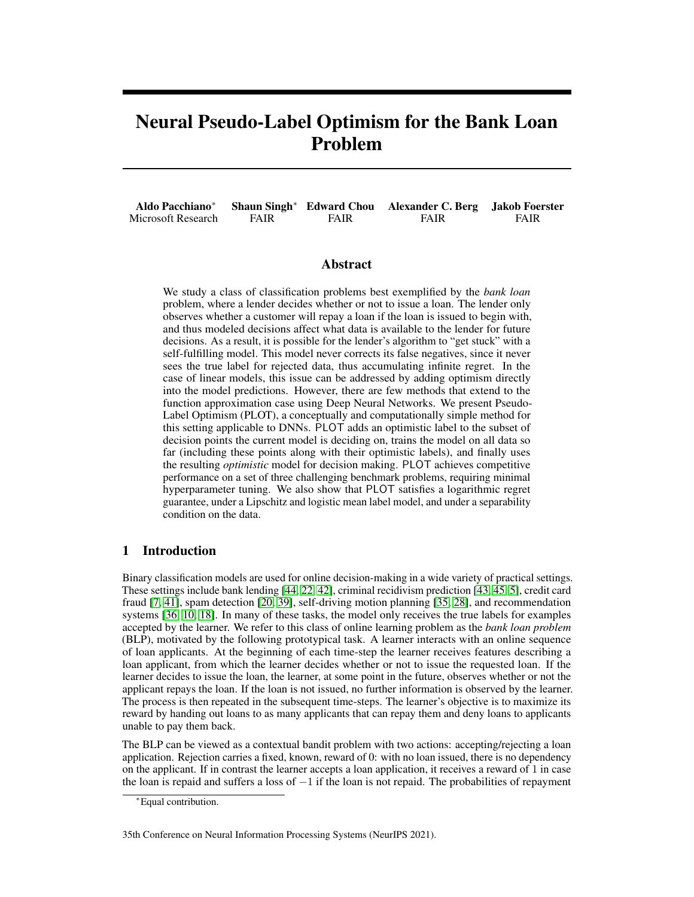# Neural Pseudo-Label Optimism for the Bank Loan Problem

**Aldo Pacchiano**[*] Microsoft Research

**Shaun Singh**[*] FAIR

**Edward Chou** FAIR

**Alexander C. Berg** FAIR

**Jakob Foerster** FAIR

## Abstract

We study a class of classification problems best exemplified by the *bank loan* problem, where a lender decides whether or not to issue a loan. The lender only observes whether a customer will repay a loan if the loan is issued to begin with, and thus modeled decisions affect what data is available to the lender for future decisions. As a result, it is possible for the lender's algorithm to "get stuck" with a self-fulfilling model. This model never corrects its false negatives, since it never sees the true label for rejected data, thus accumulating infinite regret. In the case of linear models, this issue can be addressed by adding optimism directly into the model predictions. However, there are few methods that extend to the function approximation case using Deep Neural Networks. We present Pseudo-Label Optimism (PLOT), a conceptually and computationally simple method for this setting applicable to DNNs. PLOT adds an optimistic label to the subset of decision points the current model is deciding on, trains the model on all data so far (including these points along with their optimistic labels), and finally uses the resulting *optimistic* model for decision making. PLOT achieves competitive performance on a set of three challenging benchmark problems, requiring minimal hyperparameter tuning. We also show that PLOT satisfies a logarithmic regret guarantee, under a Lipschitz and logistic mean label model, and under a separability condition on the data.

## 1 Introduction

Binary classification models are used for online decision-making in a wide variety of practical settings. These settings include bank lending [44, 22, 42], criminal recidivism prediction [43, 45, 5], credit card fraud [7, 41], spam detection [20, 39], self-driving motion planning [35, 28], and recommendation systems [36, 10, 18]. In many of these tasks, the model only receives the true labels for examples accepted by the learner. We refer to this class of online learning problem as the *bank loan problem* (BLP), motivated by the following prototypical task. A learner interacts with an online sequence of loan applicants. At the beginning of each time-step the learner receives features describing a loan applicant, from which the learner decides whether or not to issue the requested loan. If the learner decides to issue the loan, the learner, at some point in the future, observes whether or not the applicant repays the loan. If the loan is not issued, no further information is observed by the learner. The process is then repeated in the subsequent time-steps. The learner's objective is to maximize its reward by handing out loans to as many applicants that can repay them and deny loans to applicants unable to pay them back.

The BLP can be viewed as a contextual bandit problem with two actions: accepting/rejecting a loan application. Rejection carries a fixed, known, reward of 0: with no loan issued, there is no dependency on the applicant. If in contrast the learner accepts a loan application, it receives a reward of 1 in case the loan is repaid and suffers a loss of $-1$ if the loan is not repaid. The probabilities of repayment

[*]Equal contribution.

35th Conference on Neural Information Processing Systems (NeurIPS 2021).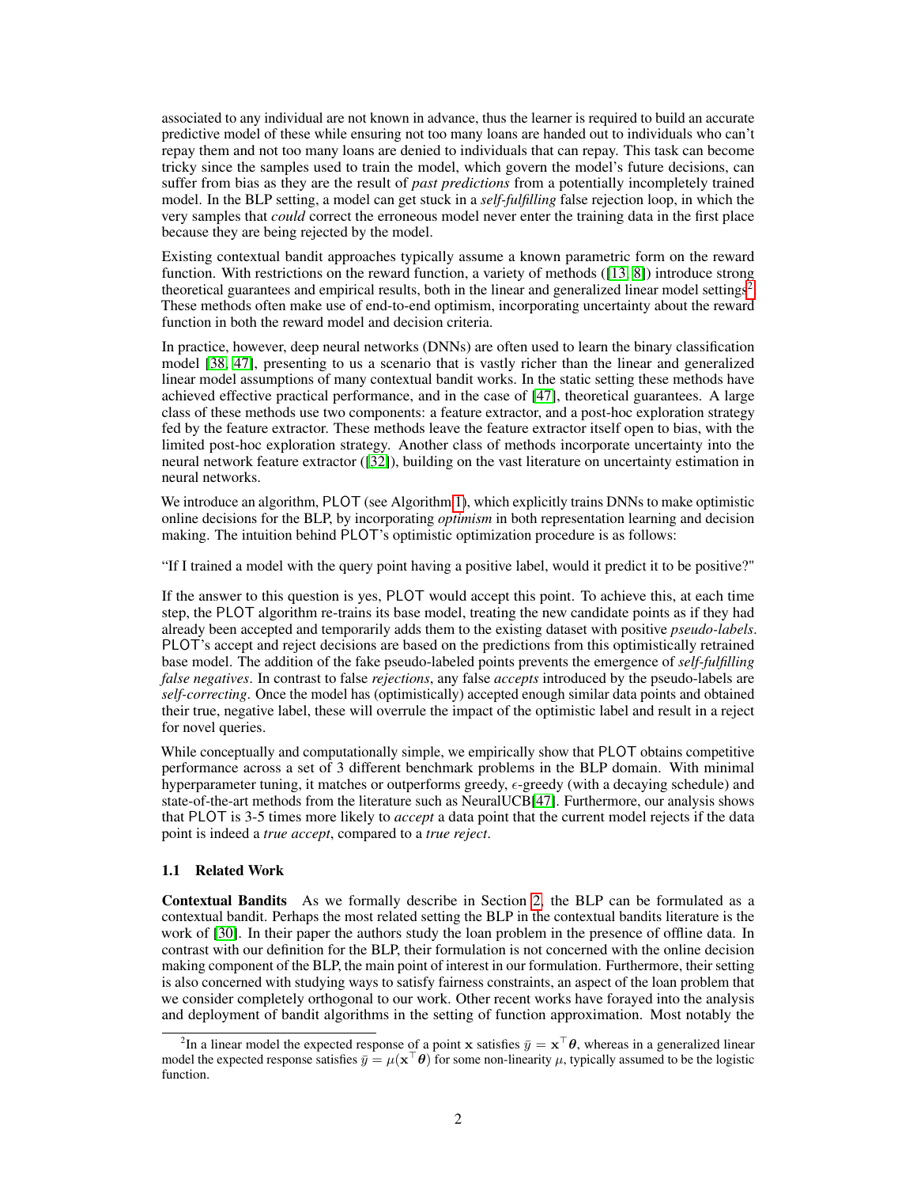associated to any individual are not known in advance, thus the learner is required to build an accurate predictive model of these while ensuring not too many loans are handed out to individuals who can't repay them and not too many loans are denied to individuals that can repay. This task can become tricky since the samples used to train the model, which govern the model's future decisions, can suffer from bias as they are the result of *past predictions* from a potentially incompletely trained model. In the BLP setting, a model can get stuck in a *self-fulfilling* false rejection loop, in which the very samples that *could* correct the erroneous model never enter the training data in the first place because they are being rejected by the model.

Existing contextual bandit approaches typically assume a known parametric form on the reward function. With restrictions on the reward function, a variety of methods ([13, 8]) introduce strong theoretical guarantees and empirical results, both in the linear and generalized linear model settings[2]. These methods often make use of end-to-end optimism, incorporating uncertainty about the reward function in both the reward model and decision criteria.

In practice, however, deep neural networks (DNNs) are often used to learn the binary classification model [38, 47], presenting to us a scenario that is vastly richer than the linear and generalized linear model assumptions of many contextual bandit works. In the static setting these methods have achieved effective practical performance, and in the case of [47], theoretical guarantees. A large class of these methods use two components: a feature extractor, and a post-hoc exploration strategy fed by the feature extractor. These methods leave the feature extractor itself open to bias, with the limited post-hoc exploration strategy. Another class of methods incorporate uncertainty into the neural network feature extractor ([32]), building on the vast literature on uncertainty estimation in neural networks.

We introduce an algorithm, PLOT (see Algorithm 1), which explicitly trains DNNs to make optimistic online decisions for the BLP, by incorporating *optimism* in both representation learning and decision making. The intuition behind PLOT's optimistic optimization procedure is as follows:

"If I trained a model with the query point having a positive label, would it predict it to be positive?"

If the answer to this question is yes, PLOT would accept this point. To achieve this, at each time step, the PLOT algorithm re-trains its base model, treating the new candidate points as if they had already been accepted and temporarily adds them to the existing dataset with positive *pseudo-labels*. PLOT's accept and reject decisions are based on the predictions from this optimistically retrained base model. The addition of the fake pseudo-labeled points prevents the emergence of *self-fulfilling false negatives*. In contrast to false *rejections*, any false *accepts* introduced by the pseudo-labels are *self-correcting*. Once the model has (optimistically) accepted enough similar data points and obtained their true, negative label, these will overrule the impact of the optimistic label and result in a reject for novel queries.

While conceptually and computationally simple, we empirically show that PLOT obtains competitive performance across a set of 3 different benchmark problems in the BLP domain. With minimal hyperparameter tuning, it matches or outperforms greedy, $\epsilon$-greedy (with a decaying schedule) and state-of-the-art methods from the literature such as NeuralUCB[47]. Furthermore, our analysis shows that PLOT is 3-5 times more likely to *accept* a data point that the current model rejects if the data point is indeed a *true accept*, compared to a *true reject*.

### 1.1 Related Work

**Contextual Bandits** As we formally describe in Section 2, the BLP can be formulated as a contextual bandit. Perhaps the most related setting the BLP in the contextual bandits literature is the work of [30]. In their paper the authors study the loan problem in the presence of offline data. In contrast with our definition for the BLP, their formulation is not concerned with the online decision making component of the BLP, the main point of interest in our formulation. Furthermore, their setting is also concerned with studying ways to satisfy fairness constraints, an aspect of the loan problem that we consider completely orthogonal to our work. Other recent works have forayed into the analysis and deployment of bandit algorithms in the setting of function approximation. Most notably the

[2] In a linear model the expected response of a point $\mathbf{x}$ satisfies $\bar{y} = \mathbf{x}^\top \boldsymbol{\theta}$, whereas in a generalized linear model the expected response satisfies $\bar{y} = \mu(\mathbf{x}^\top \boldsymbol{\theta})$ for some non-linearity $\mu$, typically assumed to be the logistic function.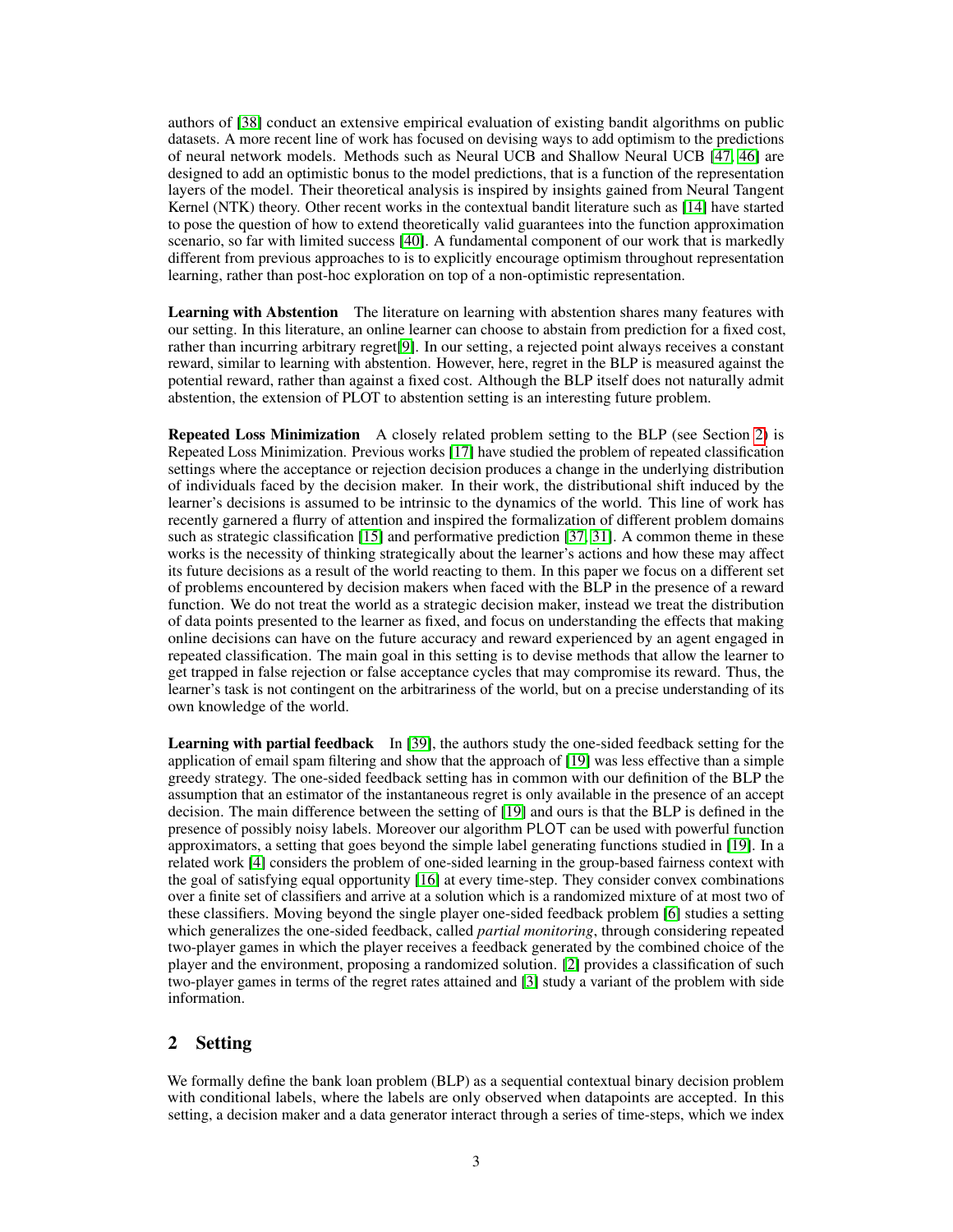authors of [38] conduct an extensive empirical evaluation of existing bandit algorithms on public datasets. A more recent line of work has focused on devising ways to add optimism to the predictions of neural network models. Methods such as Neural UCB and Shallow Neural UCB [47, 46] are designed to add an optimistic bonus to the model predictions, that is a function of the representation layers of the model. Their theoretical analysis is inspired by insights gained from Neural Tangent Kernel (NTK) theory. Other recent works in the contextual bandit literature such as [14] have started to pose the question of how to extend theoretically valid guarantees into the function approximation scenario, so far with limited success [40]. A fundamental component of our work that is markedly different from previous approaches to is to explicitly encourage optimism throughout representation learning, rather than post-hoc exploration on top of a non-optimistic representation.

**Learning with Abstention** The literature on learning with abstention shares many features with our setting. In this literature, an online learner can choose to abstain from prediction for a fixed cost, rather than incurring arbitrary regret[9]. In our setting, a rejected point always receives a constant reward, similar to learning with abstention. However, here, regret in the BLP is measured against the potential reward, rather than against a fixed cost. Although the BLP itself does not naturally admit abstention, the extension of PLOT to abstention setting is an interesting future problem.

**Repeated Loss Minimization** A closely related problem setting to the BLP (see Section 2) is Repeated Loss Minimization. Previous works [17] have studied the problem of repeated classification settings where the acceptance or rejection decision produces a change in the underlying distribution of individuals faced by the decision maker. In their work, the distributional shift induced by the learner's decisions is assumed to be intrinsic to the dynamics of the world. This line of work has recently garnered a flurry of attention and inspired the formalization of different problem domains such as strategic classification [15] and performative prediction [37, 31]. A common theme in these works is the necessity of thinking strategically about the learner's actions and how these may affect its future decisions as a result of the world reacting to them. In this paper we focus on a different set of problems encountered by decision makers when faced with the BLP in the presence of a reward function. We do not treat the world as a strategic decision maker, instead we treat the distribution of data points presented to the learner as fixed, and focus on understanding the effects that making online decisions can have on the future accuracy and reward experienced by an agent engaged in repeated classification. The main goal in this setting is to devise methods that allow the learner to get trapped in false rejection or false acceptance cycles that may compromise its reward. Thus, the learner's task is not contingent on the arbitrariness of the world, but on a precise understanding of its own knowledge of the world.

**Learning with partial feedback** In [39], the authors study the one-sided feedback setting for the application of email spam filtering and show that the approach of [19] was less effective than a simple greedy strategy. The one-sided feedback setting has in common with our definition of the BLP the assumption that an estimator of the instantaneous regret is only available in the presence of an accept decision. The main difference between the setting of [19] and ours is that the BLP is defined in the presence of possibly noisy labels. Moreover our algorithm PLOT can be used with powerful function approximators, a setting that goes beyond the simple label generating functions studied in [19]. In a related work [4] considers the problem of one-sided learning in the group-based fairness context with the goal of satisfying equal opportunity [16] at every time-step. They consider convex combinations over a finite set of classifiers and arrive at a solution which is a randomized mixture of at most two of these classifiers. Moving beyond the single player one-sided feedback problem [6] studies a setting which generalizes the one-sided feedback, called *partial monitoring*, through considering repeated two-player games in which the player receives a feedback generated by the combined choice of the player and the environment, proposing a randomized solution. [2] provides a classification of such two-player games in terms of the regret rates attained and [3] study a variant of the problem with side information.

## 2 Setting

We formally define the bank loan problem (BLP) as a sequential contextual binary decision problem with conditional labels, where the labels are only observed when datapoints are accepted. In this setting, a decision maker and a data generator interact through a series of time-steps, which we index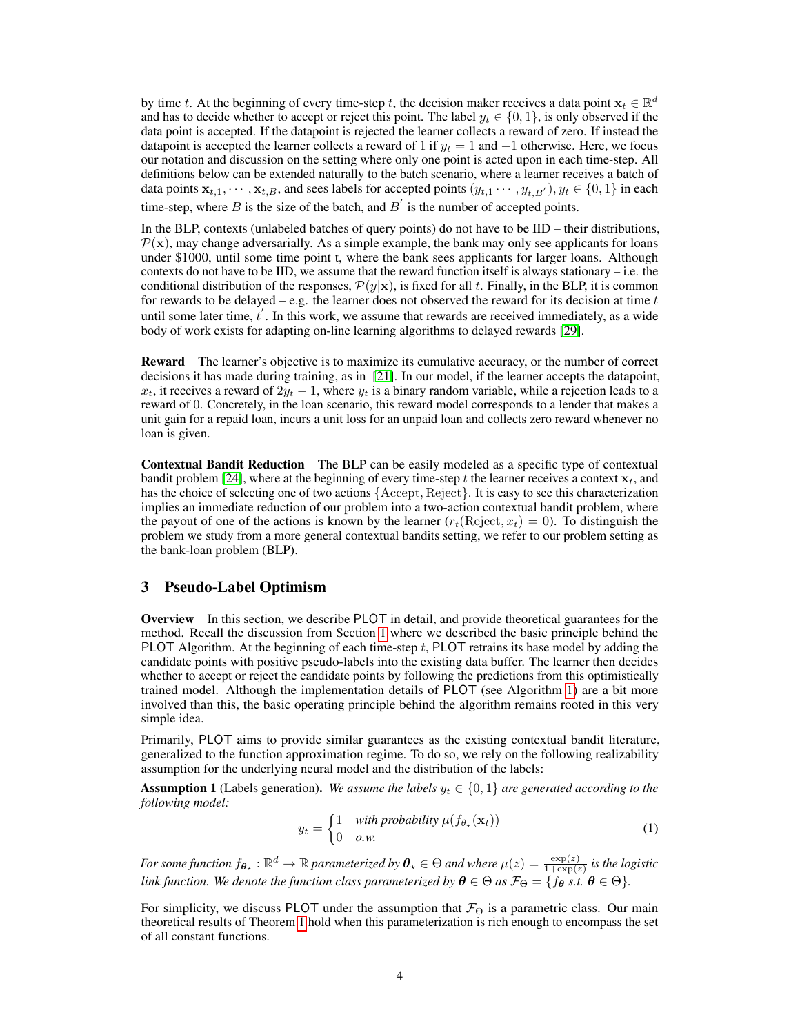by time $t$. At the beginning of every time-step $t$, the decision maker receives a data point $\mathbf{x}_t \in \mathbb{R}^d$ and has to decide whether to accept or reject this point. The label $y_t \in \{0, 1\}$, is only observed if the data point is accepted. If the datapoint is rejected the learner collects a reward of zero. If instead the datapoint is accepted the learner collects a reward of 1 if $y_t = 1$ and $-1$ otherwise. Here, we focus our notation and discussion on the setting where only one point is acted upon in each time-step. All definitions below can be extended naturally to the batch scenario, where a learner receives a batch of data points $\mathbf{x}_{t,1}, \cdots, \mathbf{x}_{t,B}$, and sees labels for accepted points $(y_{t,1} \cdots, y_{t,B'}), y_t \in \{0, 1\}$ in each time-step, where $B$ is the size of the batch, and $B'$ is the number of accepted points.

In the BLP, contexts (unlabeled batches of query points) do not have to be IID – their distributions, $\mathcal{P}(\mathbf{x})$, may change adversarially. As a simple example, the bank may only see applicants for loans under \$1000, until some time point t, where the bank sees applicants for larger loans. Although contexts do not have to be IID, we assume that the reward function itself is always stationary – i.e. the conditional distribution of the responses, $\mathcal{P}(y|\mathbf{x})$, is fixed for all $t$. Finally, in the BLP, it is common for rewards to be delayed – e.g. the learner does not observed the reward for its decision at time $t$ until some later time, $t'$. In this work, we assume that rewards are received immediately, as a wide body of work exists for adapting on-line learning algorithms to delayed rewards [29].

**Reward** The learner's objective is to maximize its cumulative accuracy, or the number of correct decisions it has made during training, as in [21]. In our model, if the learner accepts the datapoint, $x_t$, it receives a reward of $2y_t - 1$, where $y_t$ is a binary random variable, while a rejection leads to a reward of 0. Concretely, in the loan scenario, this reward model corresponds to a lender that makes a unit gain for a repaid loan, incurs a unit loss for an unpaid loan and collects zero reward whenever no loan is given.

**Contextual Bandit Reduction** The BLP can be easily modeled as a specific type of contextual bandit problem [24], where at the beginning of every time-step $t$ the learner receives a context $\mathbf{x}_t$, and has the choice of selecting one of two actions $\{\text{Accept}, \text{Reject}\}$. It is easy to see this characterization implies an immediate reduction of our problem into a two-action contextual bandit problem, where the payout of one of the actions is known by the learner ($r_t(\text{Reject}, x_t) = 0$). To distinguish the problem we study from a more general contextual bandits setting, we refer to our problem setting as the bank-loan problem (BLP).

## 3 Pseudo-Label Optimism

**Overview** In this section, we describe PLOT in detail, and provide theoretical guarantees for the method. Recall the discussion from Section 1 where we described the basic principle behind the PLOT Algorithm. At the beginning of each time-step $t$, PLOT retrains its base model by adding the candidate points with positive pseudo-labels into the existing data buffer. The learner then decides whether to accept or reject the candidate points by following the predictions from this optimistically trained model. Although the implementation details of PLOT (see Algorithm 1) are a bit more involved than this, the basic operating principle behind the algorithm remains rooted in this very simple idea.

Primarily, PLOT aims to provide similar guarantees as the existing contextual bandit literature, generalized to the function approximation regime. To do so, we rely on the following realizability assumption for the underlying neural model and the distribution of the labels:

**Assumption 1** (Labels generation). *We assume the labels $y_t \in \{0, 1\}$ are generated according to the following model:*

$$y_t = \begin{cases} 1 & \text{with probability } \mu(f_{\boldsymbol{\theta}_\star}(\mathbf{x}_t)) \\ 0 & \text{o.w.} \end{cases} \tag{1}$$

*For some function $f_{\boldsymbol{\theta}_\star} : \mathbb{R}^d \to \mathbb{R}$ parameterized by $\boldsymbol{\theta}_\star \in \Theta$ and where $\mu(z) = \frac{\exp(z)}{1+\exp(z)}$ is the logistic link function. We denote the function class parameterized by $\boldsymbol{\theta} \in \Theta$ as $\mathcal{F}_\Theta = \{f_{\boldsymbol{\theta}} \text{ s.t. } \boldsymbol{\theta} \in \Theta\}$.*

For simplicity, we discuss PLOT under the assumption that $\mathcal{F}_\Theta$ is a parametric class. Our main theoretical results of Theorem 1 hold when this parameterization is rich enough to encompass the set of all constant functions.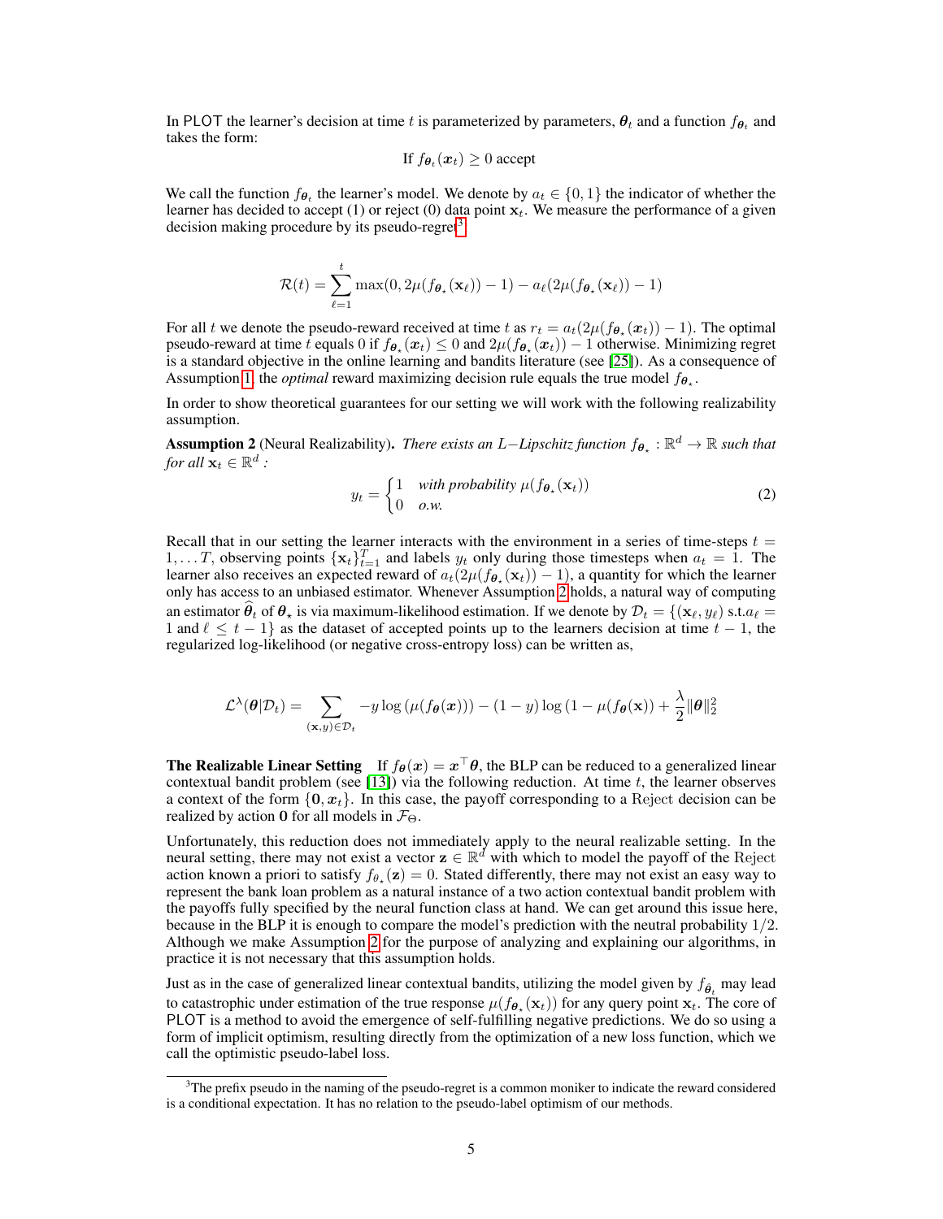In PLOT the learner's decision at time $t$ is parameterized by parameters, $\boldsymbol{\theta}_t$ and a function $f_{\boldsymbol{\theta}_t}$ and takes the form:

$$\text{If } f_{\boldsymbol{\theta}_t}(\boldsymbol{x}_t) \geq 0 \text{ accept}$$

We call the function $f_{\boldsymbol{\theta}_t}$ the learner's model. We denote by $a_t \in \{0, 1\}$ the indicator of whether the learner has decided to accept (1) or reject (0) data point $\mathbf{x}_t$. We measure the performance of a given decision making procedure by its pseudo-regret[3]

$$\mathcal{R}(t) = \sum_{\ell=1}^{t} \max(0, 2\mu(f_{\boldsymbol{\theta}_\star}(\mathbf{x}_\ell)) - 1) - a_\ell(2\mu(f_{\boldsymbol{\theta}_\star}(\mathbf{x}_\ell)) - 1)$$

For all $t$ we denote the pseudo-reward received at time $t$ as $r_t = a_t(2\mu(f_{\boldsymbol{\theta}_\star}(\boldsymbol{x}_t)) - 1)$. The optimal pseudo-reward at time $t$ equals 0 if $f_{\boldsymbol{\theta}_\star}(\boldsymbol{x}_t) \leq 0$ and $2\mu(f_{\boldsymbol{\theta}_\star}(\boldsymbol{x}_t)) - 1$ otherwise. Minimizing regret is a standard objective in the online learning and bandits literature (see [25]). As a consequence of Assumption 1, the *optimal* reward maximizing decision rule equals the true model $f_{\boldsymbol{\theta}_\star}$.

In order to show theoretical guarantees for our setting we will work with the following realizability assumption.

**Assumption 2** (Neural Realizability). *There exists an $L-$Lipschitz function $f_{\boldsymbol{\theta}_\star} : \mathbb{R}^d \to \mathbb{R}$ such that for all $\mathbf{x}_t \in \mathbb{R}^d$ :*

$$y_t = \begin{cases} 1 & \textit{with probability } \mu(f_{\boldsymbol{\theta}_\star}(\mathbf{x}_t)) \\ 0 & \textit{o.w.} \end{cases} \tag{2}$$

Recall that in our setting the learner interacts with the environment in a series of time-steps $t = 1, \ldots T$, observing points $\{\mathbf{x}_t\}_{t=1}^T$ and labels $y_t$ only during those timesteps when $a_t = 1$. The learner also receives an expected reward of $a_t(2\mu(f_{\boldsymbol{\theta}_\star}(\mathbf{x}_t)) - 1)$, a quantity for which the learner only has access to an unbiased estimator. Whenever Assumption 2 holds, a natural way of computing an estimator $\widehat{\boldsymbol{\theta}}_t$ of $\boldsymbol{\theta}_\star$ is via maximum-likelihood estimation. If we denote by $\mathcal{D}_t = \{(\mathbf{x}_\ell, y_\ell) \text{ s.t.} a_\ell = 1 \text{ and } \ell \leq t-1\}$ as the dataset of accepted points up to the learners decision at time $t-1$, the regularized log-likelihood (or negative cross-entropy loss) can be written as,

$$\mathcal{L}^\lambda(\boldsymbol{\theta}|\mathcal{D}_t) = \sum_{(\mathbf{x}, y) \in \mathcal{D}_t} -y \log\left(\mu(f_{\boldsymbol{\theta}}(\boldsymbol{x}))\right) - (1-y)\log\left(1 - \mu(f_{\boldsymbol{\theta}}(\mathbf{x})\right) + \frac{\lambda}{2}\|\boldsymbol{\theta}\|_2^2$$

**The Realizable Linear Setting** If $f_{\boldsymbol{\theta}}(\boldsymbol{x}) = \boldsymbol{x}^\top \boldsymbol{\theta}$, the BLP can be reduced to a generalized linear contextual bandit problem (see [13]) via the following reduction. At time $t$, the learner observes a context of the form $\{\mathbf{0}, \boldsymbol{x}_t\}$. In this case, the payoff corresponding to a Reject decision can be realized by action $\mathbf{0}$ for all models in $\mathcal{F}_\Theta$.

Unfortunately, this reduction does not immediately apply to the neural realizable setting. In the neural setting, there may not exist a vector $\mathbf{z} \in \mathbb{R}^d$ with which to model the payoff of the Reject action known a priori to satisfy $f_{\boldsymbol{\theta}_\star}(\mathbf{z}) = 0$. Stated differently, there may not exist an easy way to represent the bank loan problem as a natural instance of a two action contextual bandit problem with the payoffs fully specified by the neural function class at hand. We can get around this issue here, because in the BLP it is enough to compare the model's prediction with the neutral probability $1/2$. Although we make Assumption 2 for the purpose of analyzing and explaining our algorithms, in practice it is not necessary that this assumption holds.

Just as in the case of generalized linear contextual bandits, utilizing the model given by $f_{\hat{\boldsymbol{\theta}}_t}$ may lead to catastrophic under estimation of the true response $\mu(f_{\boldsymbol{\theta}_\star}(\mathbf{x}_t))$ for any query point $\mathbf{x}_t$. The core of PLOT is a method to avoid the emergence of self-fulfilling negative predictions. We do so using a form of implicit optimism, resulting directly from the optimization of a new loss function, which we call the optimistic pseudo-label loss.

[3] The prefix pseudo in the naming of the pseudo-regret is a common moniker to indicate the reward considered is a conditional expectation. It has no relation to the pseudo-label optimism of our methods.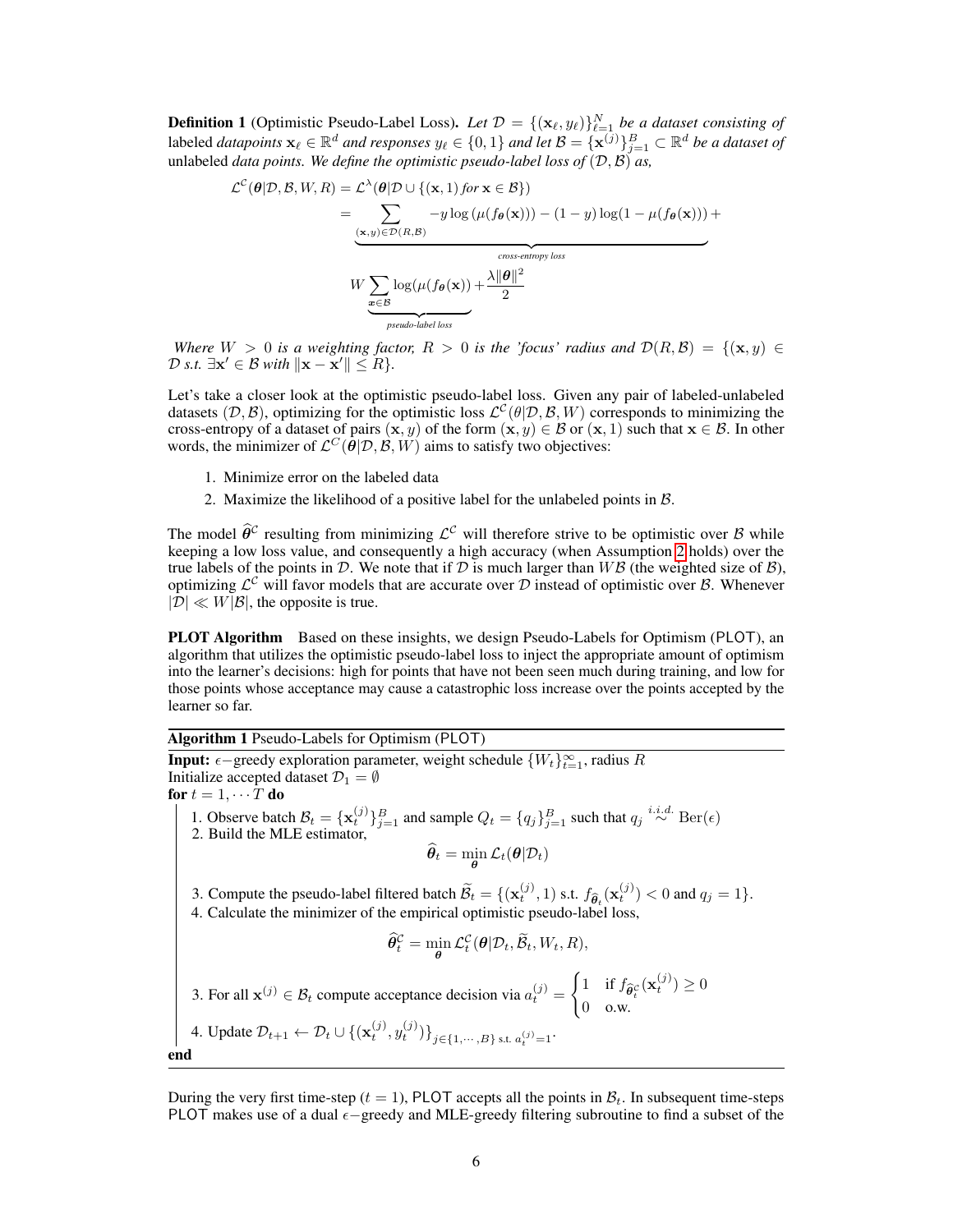**Definition 1** (Optimistic Pseudo-Label Loss). *Let $\mathcal{D} = \{(\mathbf{x}_\ell, y_\ell)\}_{\ell=1}^N$ be a dataset consisting of* labeled *datapoints $\mathbf{x}_\ell \in \mathbb{R}^d$ and responses $y_\ell \in \{0,1\}$ and let $\mathcal{B} = \{\mathbf{x}^{(j)}\}_{j=1}^B \subset \mathbb{R}^d$ be a dataset of* unlabeled *data points. We define the optimistic pseudo-label loss of $(\mathcal{D}, \mathcal{B})$ as,*

$$
\begin{aligned}
\mathcal{L}^{\mathcal{C}}(\boldsymbol{\theta}|\mathcal{D}, \mathcal{B}, W, R) &= \mathcal{L}^{\lambda}(\boldsymbol{\theta}|\mathcal{D} \cup \{(\mathbf{x}, 1) \text{ for } \mathbf{x} \in \mathcal{B}\}) \\
&= \underbrace{\sum_{(\mathbf{x},y)\in\mathcal{D}(R,\mathcal{B})} -y\log\left(\mu(f_{\boldsymbol{\theta}}(\mathbf{x}))\right) - (1-y)\log(1-\mu(f_{\boldsymbol{\theta}}(\mathbf{x}))) +}_{\text{cross-entropy loss}} \\
&\qquad \underbrace{W\sum_{\boldsymbol{x}\in\mathcal{B}} \log(\mu(f_{\boldsymbol{\theta}}(\mathbf{x}))}_{\text{pseudo-label loss}} + \frac{\lambda\|\boldsymbol{\theta}\|^2}{2}
\end{aligned}
$$

*Where $W > 0$ is a weighting factor, $R > 0$ is the 'focus' radius and $\mathcal{D}(R, \mathcal{B}) = \{(\mathbf{x}, y) \in \mathcal{D}$ s.t. $\exists \mathbf{x}' \in \mathcal{B}$ with $\|\mathbf{x} - \mathbf{x}'\| \leq R\}$.*

Let's take a closer look at the optimistic pseudo-label loss. Given any pair of labeled-unlabeled datasets $(\mathcal{D}, \mathcal{B})$, optimizing for the optimistic loss $\mathcal{L}^{\mathcal{C}}(\theta|\mathcal{D}, \mathcal{B}, W)$ corresponds to minimizing the cross-entropy of a dataset of pairs $(\mathbf{x}, y)$ of the form $(\mathbf{x}, y) \in \mathcal{B}$ or $(\mathbf{x}, 1)$ such that $\mathbf{x} \in \mathcal{B}$. In other words, the minimizer of $\mathcal{L}^{C}(\boldsymbol{\theta}|\mathcal{D}, \mathcal{B}, W)$ aims to satisfy two objectives:

1. Minimize error on the labeled data
2. Maximize the likelihood of a positive label for the unlabeled points in $\mathcal{B}$.

The model $\widehat{\boldsymbol{\theta}}^{\mathcal{C}}$ resulting from minimizing $\mathcal{L}^{\mathcal{C}}$ will therefore strive to be optimistic over $\mathcal{B}$ while keeping a low loss value, and consequently a high accuracy (when Assumption 2 holds) over the true labels of the points in $\mathcal{D}$. We note that if $\mathcal{D}$ is much larger than $W\mathcal{B}$ (the weighted size of $\mathcal{B}$), optimizing $\mathcal{L}^{\mathcal{C}}$ will favor models that are accurate over $\mathcal{D}$ instead of optimistic over $\mathcal{B}$. Whenever $|\mathcal{D}| \ll W|\mathcal{B}|$, the opposite is true.

**PLOT Algorithm** Based on these insights, we design Pseudo-Labels for Optimism (PLOT), an algorithm that utilizes the optimistic pseudo-label loss to inject the appropriate amount of optimism into the learner's decisions: high for points that have not been seen much during training, and low for those points whose acceptance may cause a catastrophic loss increase over the points accepted by the learner so far.

**Algorithm 1** Pseudo-Labels for Optimism (PLOT)

**Input:** $\epsilon-$greedy exploration parameter, weight schedule $\{W_t\}_{t=1}^{\infty}$, radius $R$
Initialize accepted dataset $\mathcal{D}_1 = \emptyset$
**for** $t = 1, \cdots T$ **do**

1. Observe batch $\mathcal{B}_t = \{\mathbf{x}_t^{(j)}\}_{j=1}^B$ and sample $Q_t = \{q_j\}_{j=1}^B$ such that $q_j \overset{i.i.d.}{\sim} \mathrm{Ber}(\epsilon)$
2. Build the MLE estimator,
$$\widehat{\boldsymbol{\theta}}_t = \min_{\boldsymbol{\theta}} \mathcal{L}_t(\boldsymbol{\theta}|\mathcal{D}_t)$$
3. Compute the pseudo-label filtered batch $\widetilde{\mathcal{B}}_t = \{(\mathbf{x}_t^{(j)}, 1) \text{ s.t. } f_{\widehat{\boldsymbol{\theta}}_t}(\mathbf{x}_t^{(j)}) < 0 \text{ and } q_j = 1\}$.
4. Calculate the minimizer of the empirical optimistic pseudo-label loss,
$$\widehat{\boldsymbol{\theta}}_t^{\mathcal{C}} = \min_{\boldsymbol{\theta}} \mathcal{L}_t^{\mathcal{C}}(\boldsymbol{\theta}|\mathcal{D}_t, \widetilde{\mathcal{B}}_t, W_t, R),$$
3. For all $\mathbf{x}^{(j)} \in \mathcal{B}_t$ compute acceptance decision via $a_t^{(j)} = \begin{cases} 1 & \text{if } f_{\widehat{\boldsymbol{\theta}}_t^{\mathcal{C}}}(\mathbf{x}_t^{(j)}) \geq 0 \\ 0 & \text{o.w.} \end{cases}$
4. Update $\mathcal{D}_{t+1} \leftarrow \mathcal{D}_t \cup \{(\mathbf{x}_t^{(j)}, y_t^{(j)})\}_{j\in\{1,\cdots,B\} \text{ s.t. } a_t^{(j)}=1}$.

**end**

During the very first time-step ($t = 1$), PLOT accepts all the points in $\mathcal{B}_t$. In subsequent time-steps PLOT makes use of a dual $\epsilon-$greedy and MLE-greedy filtering subroutine to find a subset of the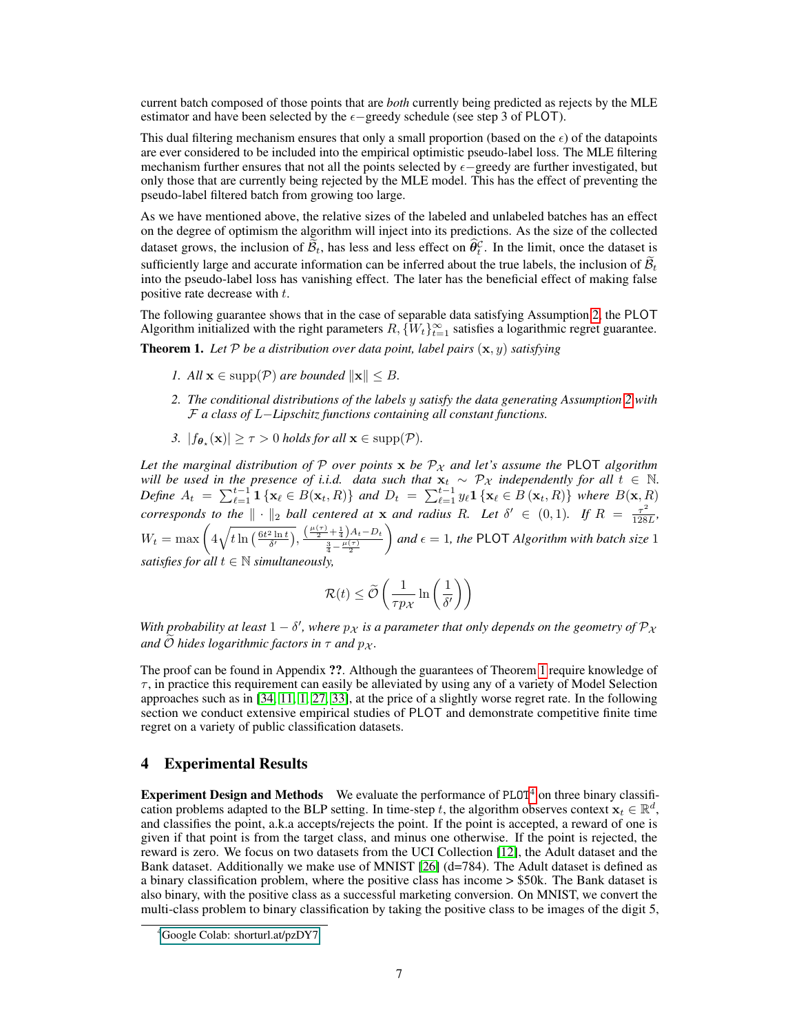current batch composed of those points that are *both* currently being predicted as rejects by the MLE estimator and have been selected by the $\epsilon-$greedy schedule (see step 3 of PLOT).

This dual filtering mechanism ensures that only a small proportion (based on the $\epsilon$) of the datapoints are ever considered to be included into the empirical optimistic pseudo-label loss. The MLE filtering mechanism further ensures that not all the points selected by $\epsilon-$greedy are further investigated, but only those that are currently being rejected by the MLE model. This has the effect of preventing the pseudo-label filtered batch from growing too large.

As we have mentioned above, the relative sizes of the labeled and unlabeled batches has an effect on the degree of optimism the algorithm will inject into its predictions. As the size of the collected dataset grows, the inclusion of $\widetilde{\mathcal{B}}_t$, has less and less effect on $\widehat{\boldsymbol{\theta}}_t^{\mathcal{C}}$. In the limit, once the dataset is sufficiently large and accurate information can be inferred about the true labels, the inclusion of $\widetilde{\mathcal{B}}_t$ into the pseudo-label loss has vanishing effect. The later has the beneficial effect of making false positive rate decrease with $t$.

The following guarantee shows that in the case of separable data satisfying Assumption 2, the PLOT Algorithm initialized with the right parameters $R, \{W_t\}_{t=1}^{\infty}$ satisfies a logarithmic regret guarantee.

**Theorem 1.** *Let $\mathcal{P}$ be a distribution over data point, label pairs $(\mathbf{x}, y)$ satisfying*

1. *All $\mathbf{x} \in \mathrm{supp}(\mathcal{P})$ are bounded $\|\mathbf{x}\| \le B$.*
2. *The conditional distributions of the labels $y$ satisfy the data generating Assumption 2 with $\mathcal{F}$ a class of $L-$Lipschitz functions containing all constant functions.*
3. *$|f_{\boldsymbol{\theta}_\star}(\mathbf{x})| \ge \tau > 0$ holds for all $\mathbf{x} \in \mathrm{supp}(\mathcal{P})$.*

*Let the marginal distribution of $\mathcal{P}$ over points $\mathbf{x}$ be $\mathcal{P}_{\mathcal{X}}$ and let's assume the PLOT algorithm will be used in the presence of i.i.d. data such that $\mathbf{x}_t \sim \mathcal{P}_{\mathcal{X}}$ independently for all $t \in \mathbb{N}$. Define $A_t = \sum_{\ell=1}^{t-1} \mathbf{1}\{\mathbf{x}_\ell \in B(\mathbf{x}_t, R)\}$ and $D_t = \sum_{\ell=1}^{t-1} y_\ell \mathbf{1}\{\mathbf{x}_\ell \in B(\mathbf{x}_t, R)\}$ where $B(\mathbf{x}, R)$ corresponds to the $\|\cdot\|_2$ ball centered at $\mathbf{x}$ and radius $R$. Let $\delta' \in (0,1)$. If $R = \frac{\tau^2}{128L}$, $W_t = \max\left(4\sqrt{t\ln\left(\frac{6t^2\ln t}{\delta'}\right)}, \frac{\left(\frac{\mu(\tau)}{2}+\frac{1}{4}\right)A_t - D_t}{\frac{3}{4}-\frac{\mu(\tau)}{2}}\right)$ and $\epsilon = 1$, the PLOT Algorithm with batch size 1 satisfies for all $t \in \mathbb{N}$ simultaneously,*

$$\mathcal{R}(t) \le \widetilde{\mathcal{O}}\left(\frac{1}{\tau p_{\mathcal{X}}}\ln\left(\frac{1}{\delta'}\right)\right)$$

*With probability at least $1-\delta'$, where $p_{\mathcal{X}}$ is a parameter that only depends on the geometry of $\mathcal{P}_{\mathcal{X}}$ and $\widetilde{\mathcal{O}}$ hides logarithmic factors in $\tau$ and $p_{\mathcal{X}}$.*

The proof can be found in Appendix ??. Although the guarantees of Theorem 1 require knowledge of $\tau$, in practice this requirement can easily be alleviated by using any of a variety of Model Selection approaches such as in [34, 11, 1, 27, 33], at the price of a slightly worse regret rate. In the following section we conduct extensive empirical studies of PLOT and demonstrate competitive finite time regret on a variety of public classification datasets.

## 4 Experimental Results

**Experiment Design and Methods** We evaluate the performance of PLOT[4] on three binary classification problems adapted to the BLP setting. In time-step $t$, the algorithm observes context $\mathbf{x}_t \in \mathbb{R}^d$, and classifies the point, a.k.a accepts/rejects the point. If the point is accepted, a reward of one is given if that point is from the target class, and minus one otherwise. If the point is rejected, the reward is zero. We focus on two datasets from the UCI Collection [12], the Adult dataset and the Bank dataset. Additionally we make use of MNIST [26] (d=784). The Adult dataset is defined as a binary classification problem, where the positive class has income > $50k. The Bank dataset is also binary, with the positive class as a successful marketing conversion. On MNIST, we convert the multi-class problem to binary classification by taking the positive class to be images of the digit 5,

[4] Google Colab: shorturl.at/pzDY7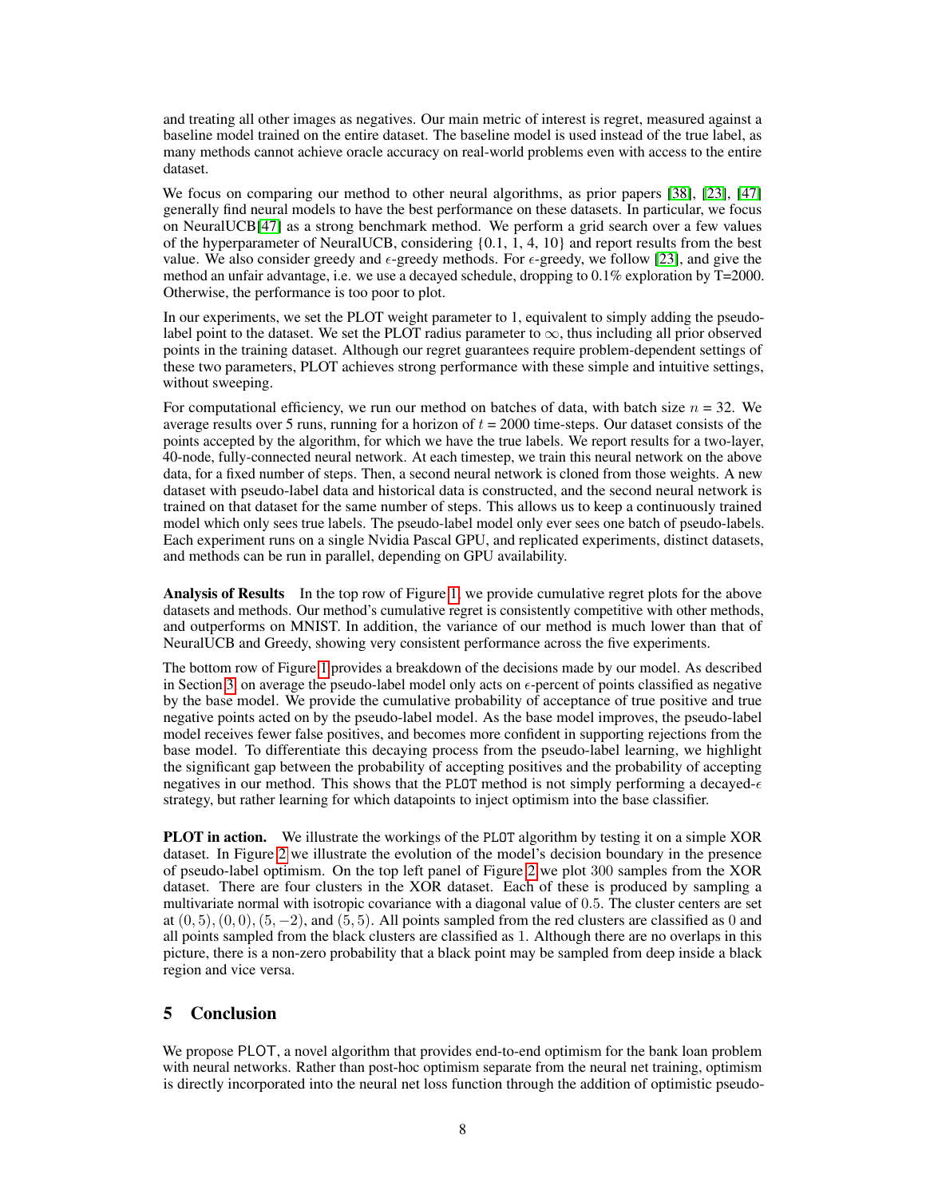and treating all other images as negatives. Our main metric of interest is regret, measured against a baseline model trained on the entire dataset. The baseline model is used instead of the true label, as many methods cannot achieve oracle accuracy on real-world problems even with access to the entire dataset.

We focus on comparing our method to other neural algorithms, as prior papers [38], [23], [47] generally find neural models to have the best performance on these datasets. In particular, we focus on NeuralUCB[47] as a strong benchmark method. We perform a grid search over a few values of the hyperparameter of NeuralUCB, considering {0.1, 1, 4, 10} and report results from the best value. We also consider greedy and $\epsilon$-greedy methods. For $\epsilon$-greedy, we follow [23], and give the method an unfair advantage, i.e. we use a decayed schedule, dropping to 0.1% exploration by T=2000. Otherwise, the performance is too poor to plot.

In our experiments, we set the PLOT weight parameter to 1, equivalent to simply adding the pseudo-label point to the dataset. We set the PLOT radius parameter to $\infty$, thus including all prior observed points in the training dataset. Although our regret guarantees require problem-dependent settings of these two parameters, PLOT achieves strong performance with these simple and intuitive settings, without sweeping.

For computational efficiency, we run our method on batches of data, with batch size $n = 32$. We average results over 5 runs, running for a horizon of $t = 2000$ time-steps. Our dataset consists of the points accepted by the algorithm, for which we have the true labels. We report results for a two-layer, 40-node, fully-connected neural network. At each timestep, we train this neural network on the above data, for a fixed number of steps. Then, a second neural network is cloned from those weights. A new dataset with pseudo-label data and historical data is constructed, and the second neural network is trained on that dataset for the same number of steps. This allows us to keep a continuously trained model which only sees true labels. The pseudo-label model only ever sees one batch of pseudo-labels. Each experiment runs on a single Nvidia Pascal GPU, and replicated experiments, distinct datasets, and methods can be run in parallel, depending on GPU availability.

**Analysis of Results** In the top row of Figure 1, we provide cumulative regret plots for the above datasets and methods. Our method's cumulative regret is consistently competitive with other methods, and outperforms on MNIST. In addition, the variance of our method is much lower than that of NeuralUCB and Greedy, showing very consistent performance across the five experiments.

The bottom row of Figure 1 provides a breakdown of the decisions made by our model. As described in Section 3, on average the pseudo-label model only acts on $\epsilon$-percent of points classified as negative by the base model. We provide the cumulative probability of acceptance of true positive and true negative points acted on by the pseudo-label model. As the base model improves, the pseudo-label model receives fewer false positives, and becomes more confident in supporting rejections from the base model. To differentiate this decaying process from the pseudo-label learning, we highlight the significant gap between the probability of accepting positives and the probability of accepting negatives in our method. This shows that the PLOT method is not simply performing a decayed-$\epsilon$ strategy, but rather learning for which datapoints to inject optimism into the base classifier.

**PLOT in action.** We illustrate the workings of the PLOT algorithm by testing it on a simple XOR dataset. In Figure 2 we illustrate the evolution of the model's decision boundary in the presence of pseudo-label optimism. On the top left panel of Figure 2 we plot 300 samples from the XOR dataset. There are four clusters in the XOR dataset. Each of these is produced by sampling a multivariate normal with isotropic covariance with a diagonal value of 0.5. The cluster centers are set at $(0, 5), (0, 0), (5, -2)$, and $(5, 5)$. All points sampled from the red clusters are classified as 0 and all points sampled from the black clusters are classified as 1. Although there are no overlaps in this picture, there is a non-zero probability that a black point may be sampled from deep inside a black region and vice versa.

## 5 Conclusion

We propose PLOT, a novel algorithm that provides end-to-end optimism for the bank loan problem with neural networks. Rather than post-hoc optimism separate from the neural net training, optimism is directly incorporated into the neural net loss function through the addition of optimistic pseudo-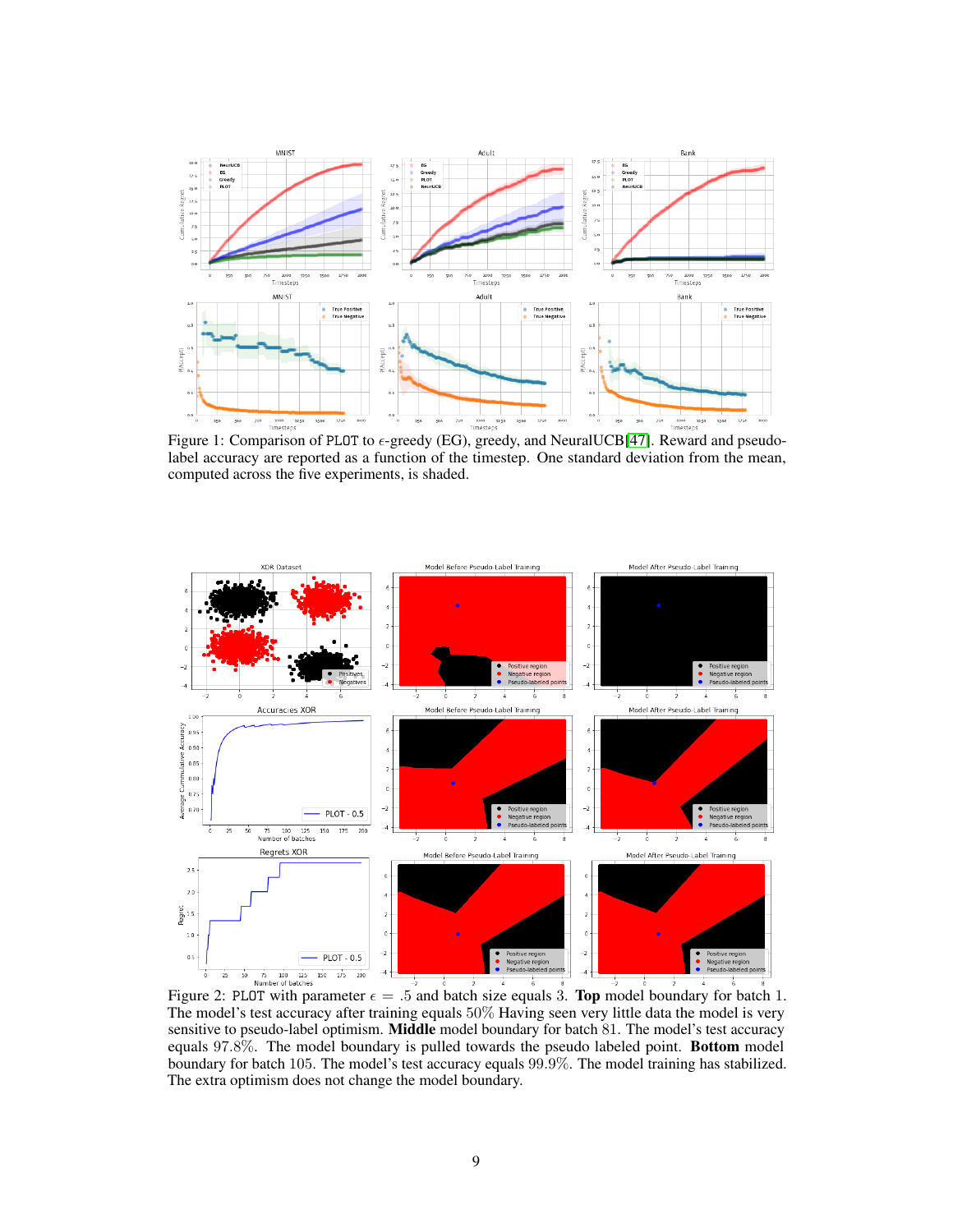Figure 1: Comparison of PLOT to $\epsilon$-greedy (EG), greedy, and NeuralUCB[47]. Reward and pseudo-label accuracy are reported as a function of the timestep. One standard deviation from the mean, computed across the five experiments, is shaded.

Figure 2: PLOT with parameter $\epsilon = .5$ and batch size equals 3. **Top** model boundary for batch 1. The model's test accuracy after training equals 50% Having seen very little data the model is very sensitive to pseudo-label optimism. **Middle** model boundary for batch 81. The model's test accuracy equals 97.8%. The model boundary is pulled towards the pseudo labeled point. **Bottom** model boundary for batch 105. The model's test accuracy equals 99.9%. The model training has stabilized. The extra optimism does not change the model boundary.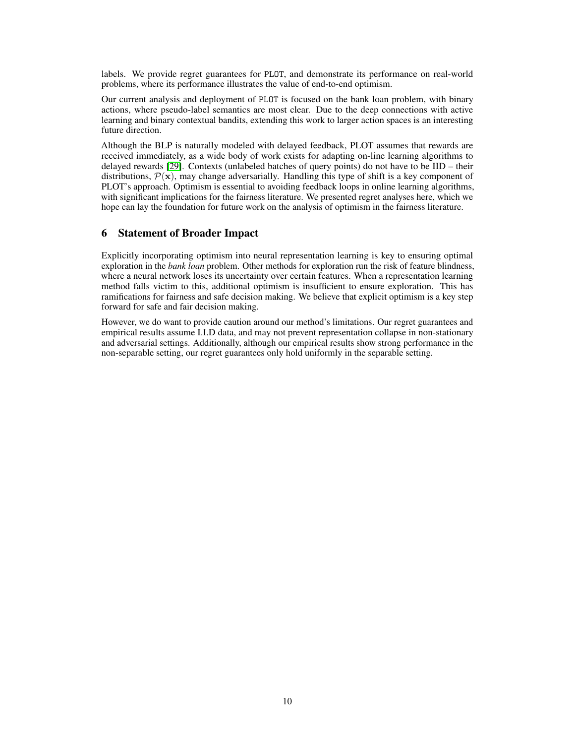labels. We provide regret guarantees for PLOT, and demonstrate its performance on real-world problems, where its performance illustrates the value of end-to-end optimism.

Our current analysis and deployment of PLOT is focused on the bank loan problem, with binary actions, where pseudo-label semantics are most clear. Due to the deep connections with active learning and binary contextual bandits, extending this work to larger action spaces is an interesting future direction.

Although the BLP is naturally modeled with delayed feedback, PLOT assumes that rewards are received immediately, as a wide body of work exists for adapting on-line learning algorithms to delayed rewards [29]. Contexts (unlabeled batches of query points) do not have to be IID – their distributions, $\mathcal{P}(\mathbf{x})$, may change adversarially. Handling this type of shift is a key component of PLOT's approach. Optimism is essential to avoiding feedback loops in online learning algorithms, with significant implications for the fairness literature. We presented regret analyses here, which we hope can lay the foundation for future work on the analysis of optimism in the fairness literature.

## 6 Statement of Broader Impact

Explicitly incorporating optimism into neural representation learning is key to ensuring optimal exploration in the *bank loan* problem. Other methods for exploration run the risk of feature blindness, where a neural network loses its uncertainty over certain features. When a representation learning method falls victim to this, additional optimism is insufficient to ensure exploration. This has ramifications for fairness and safe decision making. We believe that explicit optimism is a key step forward for safe and fair decision making.

However, we do want to provide caution around our method's limitations. Our regret guarantees and empirical results assume I.I.D data, and may not prevent representation collapse in non-stationary and adversarial settings. Additionally, although our empirical results show strong performance in the non-separable setting, our regret guarantees only hold uniformly in the separable setting.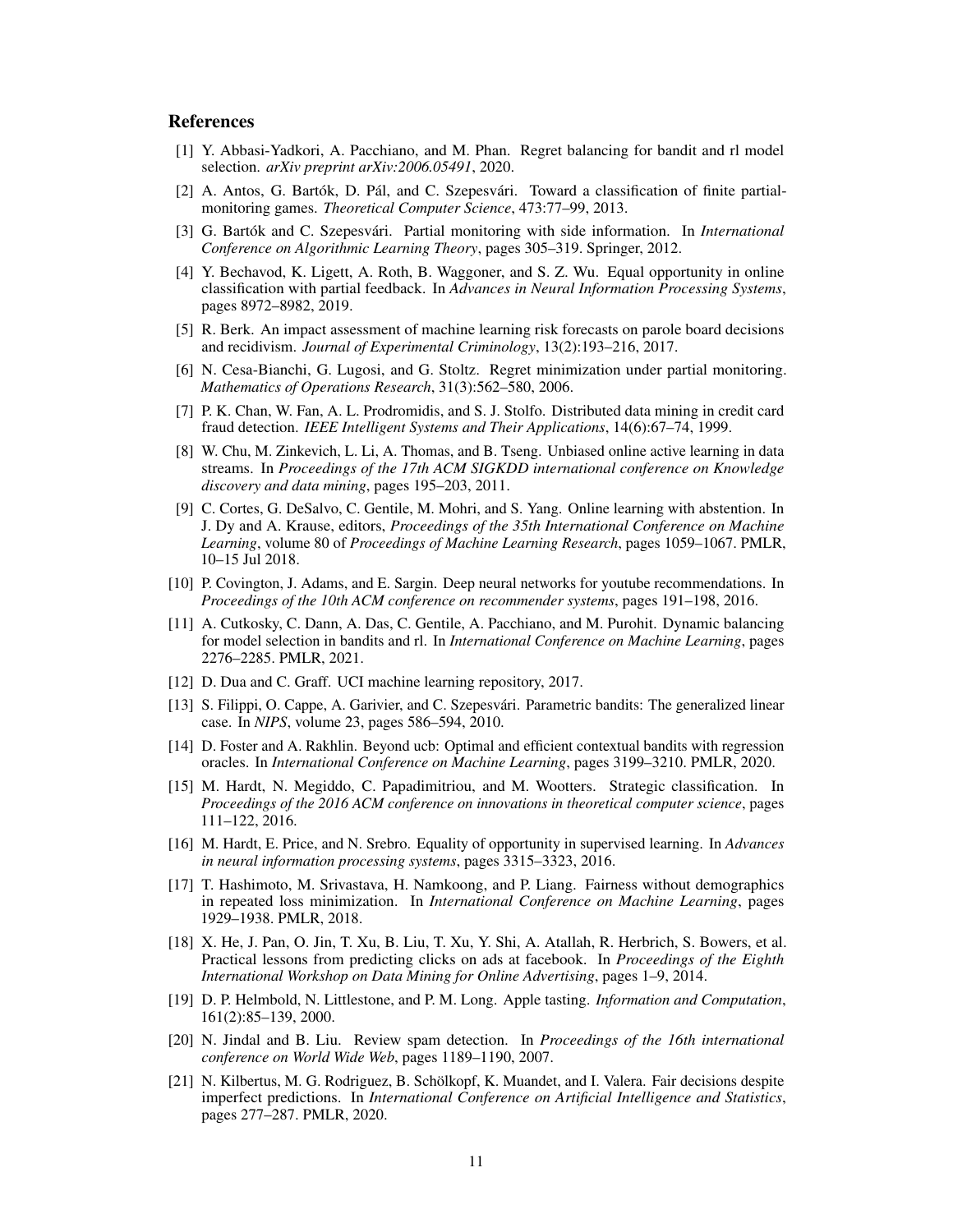## References

[1] Y. Abbasi-Yadkori, A. Pacchiano, and M. Phan. Regret balancing for bandit and rl model selection. *arXiv preprint arXiv:2006.05491*, 2020.

[2] A. Antos, G. Bartók, D. Pál, and C. Szepesvári. Toward a classification of finite partial-monitoring games. *Theoretical Computer Science*, 473:77–99, 2013.

[3] G. Bartók and C. Szepesvári. Partial monitoring with side information. In *International Conference on Algorithmic Learning Theory*, pages 305–319. Springer, 2012.

[4] Y. Bechavod, K. Ligett, A. Roth, B. Waggoner, and S. Z. Wu. Equal opportunity in online classification with partial feedback. In *Advances in Neural Information Processing Systems*, pages 8972–8982, 2019.

[5] R. Berk. An impact assessment of machine learning risk forecasts on parole board decisions and recidivism. *Journal of Experimental Criminology*, 13(2):193–216, 2017.

[6] N. Cesa-Bianchi, G. Lugosi, and G. Stoltz. Regret minimization under partial monitoring. *Mathematics of Operations Research*, 31(3):562–580, 2006.

[7] P. K. Chan, W. Fan, A. L. Prodromidis, and S. J. Stolfo. Distributed data mining in credit card fraud detection. *IEEE Intelligent Systems and Their Applications*, 14(6):67–74, 1999.

[8] W. Chu, M. Zinkevich, L. Li, A. Thomas, and B. Tseng. Unbiased online active learning in data streams. In *Proceedings of the 17th ACM SIGKDD international conference on Knowledge discovery and data mining*, pages 195–203, 2011.

[9] C. Cortes, G. DeSalvo, C. Gentile, M. Mohri, and S. Yang. Online learning with abstention. In J. Dy and A. Krause, editors, *Proceedings of the 35th International Conference on Machine Learning*, volume 80 of *Proceedings of Machine Learning Research*, pages 1059–1067. PMLR, 10–15 Jul 2018.

[10] P. Covington, J. Adams, and E. Sargin. Deep neural networks for youtube recommendations. In *Proceedings of the 10th ACM conference on recommender systems*, pages 191–198, 2016.

[11] A. Cutkosky, C. Dann, A. Das, C. Gentile, A. Pacchiano, and M. Purohit. Dynamic balancing for model selection in bandits and rl. In *International Conference on Machine Learning*, pages 2276–2285. PMLR, 2021.

[12] D. Dua and C. Graff. UCI machine learning repository, 2017.

[13] S. Filippi, O. Cappe, A. Garivier, and C. Szepesvári. Parametric bandits: The generalized linear case. In *NIPS*, volume 23, pages 586–594, 2010.

[14] D. Foster and A. Rakhlin. Beyond ucb: Optimal and efficient contextual bandits with regression oracles. In *International Conference on Machine Learning*, pages 3199–3210. PMLR, 2020.

[15] M. Hardt, N. Megiddo, C. Papadimitriou, and M. Wootters. Strategic classification. In *Proceedings of the 2016 ACM conference on innovations in theoretical computer science*, pages 111–122, 2016.

[16] M. Hardt, E. Price, and N. Srebro. Equality of opportunity in supervised learning. In *Advances in neural information processing systems*, pages 3315–3323, 2016.

[17] T. Hashimoto, M. Srivastava, H. Namkoong, and P. Liang. Fairness without demographics in repeated loss minimization. In *International Conference on Machine Learning*, pages 1929–1938. PMLR, 2018.

[18] X. He, J. Pan, O. Jin, T. Xu, B. Liu, T. Xu, Y. Shi, A. Atallah, R. Herbrich, S. Bowers, et al. Practical lessons from predicting clicks on ads at facebook. In *Proceedings of the Eighth International Workshop on Data Mining for Online Advertising*, pages 1–9, 2014.

[19] D. P. Helmbold, N. Littlestone, and P. M. Long. Apple tasting. *Information and Computation*, 161(2):85–139, 2000.

[20] N. Jindal and B. Liu. Review spam detection. In *Proceedings of the 16th international conference on World Wide Web*, pages 1189–1190, 2007.

[21] N. Kilbertus, M. G. Rodriguez, B. Schölkopf, K. Muandet, and I. Valera. Fair decisions despite imperfect predictions. In *International Conference on Artificial Intelligence and Statistics*, pages 277–287. PMLR, 2020.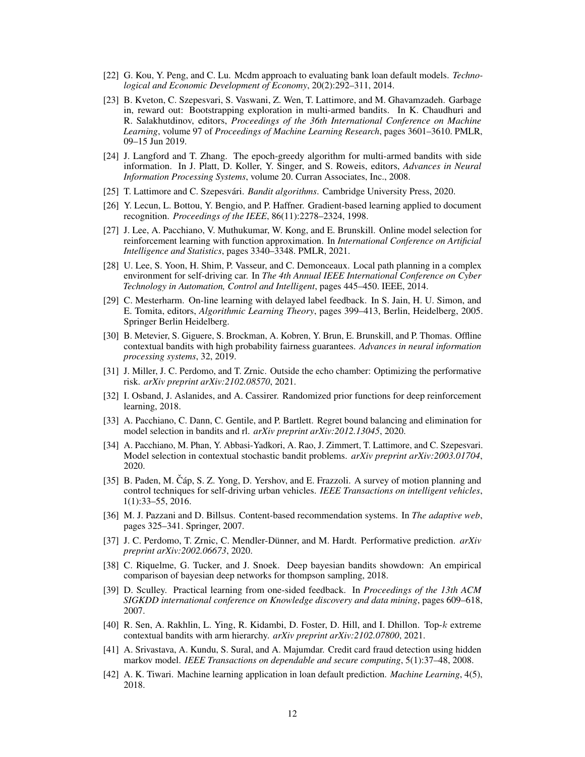[22] G. Kou, Y. Peng, and C. Lu. Mcdm approach to evaluating bank loan default models. *Technological and Economic Development of Economy*, 20(2):292–311, 2014.

[23] B. Kveton, C. Szepesvari, S. Vaswani, Z. Wen, T. Lattimore, and M. Ghavamzadeh. Garbage in, reward out: Bootstrapping exploration in multi-armed bandits. In K. Chaudhuri and R. Salakhutdinov, editors, *Proceedings of the 36th International Conference on Machine Learning*, volume 97 of *Proceedings of Machine Learning Research*, pages 3601–3610. PMLR, 09–15 Jun 2019.

[24] J. Langford and T. Zhang. The epoch-greedy algorithm for multi-armed bandits with side information. In J. Platt, D. Koller, Y. Singer, and S. Roweis, editors, *Advances in Neural Information Processing Systems*, volume 20. Curran Associates, Inc., 2008.

[25] T. Lattimore and C. Szepesvári. *Bandit algorithms*. Cambridge University Press, 2020.

[26] Y. Lecun, L. Bottou, Y. Bengio, and P. Haffner. Gradient-based learning applied to document recognition. *Proceedings of the IEEE*, 86(11):2278–2324, 1998.

[27] J. Lee, A. Pacchiano, V. Muthukumar, W. Kong, and E. Brunskill. Online model selection for reinforcement learning with function approximation. In *International Conference on Artificial Intelligence and Statistics*, pages 3340–3348. PMLR, 2021.

[28] U. Lee, S. Yoon, H. Shim, P. Vasseur, and C. Demonceaux. Local path planning in a complex environment for self-driving car. In *The 4th Annual IEEE International Conference on Cyber Technology in Automation, Control and Intelligent*, pages 445–450. IEEE, 2014.

[29] C. Mesterharm. On-line learning with delayed label feedback. In S. Jain, H. U. Simon, and E. Tomita, editors, *Algorithmic Learning Theory*, pages 399–413, Berlin, Heidelberg, 2005. Springer Berlin Heidelberg.

[30] B. Metevier, S. Giguere, S. Brockman, A. Kobren, Y. Brun, E. Brunskill, and P. Thomas. Offline contextual bandits with high probability fairness guarantees. *Advances in neural information processing systems*, 32, 2019.

[31] J. Miller, J. C. Perdomo, and T. Zrnic. Outside the echo chamber: Optimizing the performative risk. *arXiv preprint arXiv:2102.08570*, 2021.

[32] I. Osband, J. Aslanides, and A. Cassirer. Randomized prior functions for deep reinforcement learning, 2018.

[33] A. Pacchiano, C. Dann, C. Gentile, and P. Bartlett. Regret bound balancing and elimination for model selection in bandits and rl. *arXiv preprint arXiv:2012.13045*, 2020.

[34] A. Pacchiano, M. Phan, Y. Abbasi-Yadkori, A. Rao, J. Zimmert, T. Lattimore, and C. Szepesvari. Model selection in contextual stochastic bandit problems. *arXiv preprint arXiv:2003.01704*, 2020.

[35] B. Paden, M. Čáp, S. Z. Yong, D. Yershov, and E. Frazzoli. A survey of motion planning and control techniques for self-driving urban vehicles. *IEEE Transactions on intelligent vehicles*, 1(1):33–55, 2016.

[36] M. J. Pazzani and D. Billsus. Content-based recommendation systems. In *The adaptive web*, pages 325–341. Springer, 2007.

[37] J. C. Perdomo, T. Zrnic, C. Mendler-Dünner, and M. Hardt. Performative prediction. *arXiv preprint arXiv:2002.06673*, 2020.

[38] C. Riquelme, G. Tucker, and J. Snoek. Deep bayesian bandits showdown: An empirical comparison of bayesian deep networks for thompson sampling, 2018.

[39] D. Sculley. Practical learning from one-sided feedback. In *Proceedings of the 13th ACM SIGKDD international conference on Knowledge discovery and data mining*, pages 609–618, 2007.

[40] R. Sen, A. Rakhlin, L. Ying, R. Kidambi, D. Foster, D. Hill, and I. Dhillon. Top-$k$ extreme contextual bandits with arm hierarchy. *arXiv preprint arXiv:2102.07800*, 2021.

[41] A. Srivastava, A. Kundu, S. Sural, and A. Majumdar. Credit card fraud detection using hidden markov model. *IEEE Transactions on dependable and secure computing*, 5(1):37–48, 2008.

[42] A. K. Tiwari. Machine learning application in loan default prediction. *Machine Learning*, 4(5), 2018.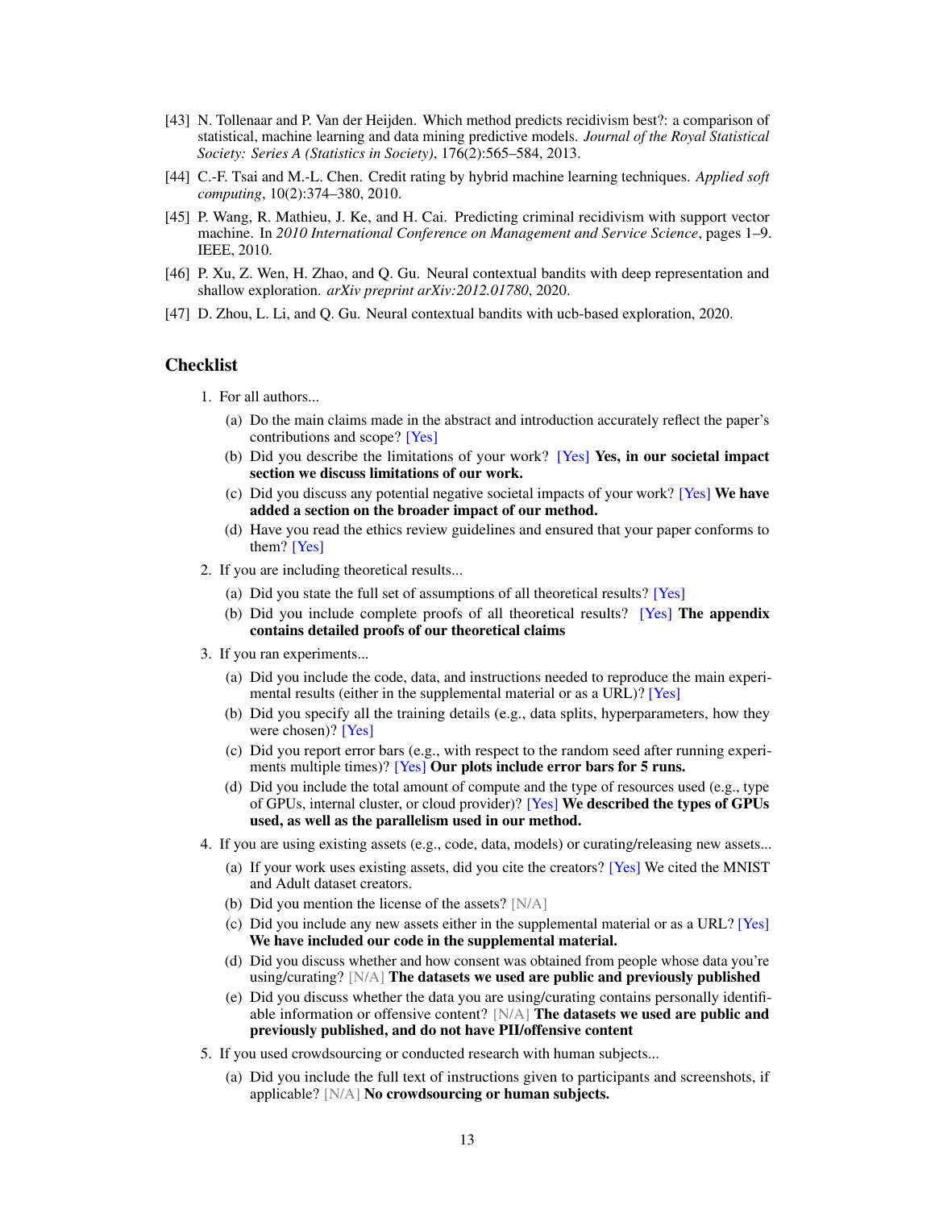[43] N. Tollenaar and P. Van der Heijden. Which method predicts recidivism best?: a comparison of statistical, machine learning and data mining predictive models. *Journal of the Royal Statistical Society: Series A (Statistics in Society)*, 176(2):565–584, 2013.

[44] C.-F. Tsai and M.-L. Chen. Credit rating by hybrid machine learning techniques. *Applied soft computing*, 10(2):374–380, 2010.

[45] P. Wang, R. Mathieu, J. Ke, and H. Cai. Predicting criminal recidivism with support vector machine. In *2010 International Conference on Management and Service Science*, pages 1–9. IEEE, 2010.

[46] P. Xu, Z. Wen, H. Zhao, and Q. Gu. Neural contextual bandits with deep representation and shallow exploration. *arXiv preprint arXiv:2012.01780*, 2020.

[47] D. Zhou, L. Li, and Q. Gu. Neural contextual bandits with ucb-based exploration, 2020.

## Checklist

1. For all authors...
   (a) Do the main claims made in the abstract and introduction accurately reflect the paper's contributions and scope? [Yes]
   (b) Did you describe the limitations of your work? [Yes] **Yes, in our societal impact section we discuss limitations of our work.**
   (c) Did you discuss any potential negative societal impacts of your work? [Yes] **We have added a section on the broader impact of our method.**
   (d) Have you read the ethics review guidelines and ensured that your paper conforms to them? [Yes]
2. If you are including theoretical results...
   (a) Did you state the full set of assumptions of all theoretical results? [Yes]
   (b) Did you include complete proofs of all theoretical results? [Yes] **The appendix contains detailed proofs of our theoretical claims**
3. If you ran experiments...
   (a) Did you include the code, data, and instructions needed to reproduce the main experimental results (either in the supplemental material or as a URL)? [Yes]
   (b) Did you specify all the training details (e.g., data splits, hyperparameters, how they were chosen)? [Yes]
   (c) Did you report error bars (e.g., with respect to the random seed after running experiments multiple times)? [Yes] **Our plots include error bars for 5 runs.**
   (d) Did you include the total amount of compute and the type of resources used (e.g., type of GPUs, internal cluster, or cloud provider)? [Yes] **We described the types of GPUs used, as well as the parallelism used in our method.**
4. If you are using existing assets (e.g., code, data, models) or curating/releasing new assets...
   (a) If your work uses existing assets, did you cite the creators? [Yes] We cited the MNIST and Adult dataset creators.
   (b) Did you mention the license of the assets? [N/A]
   (c) Did you include any new assets either in the supplemental material or as a URL? [Yes] **We have included our code in the supplemental material.**
   (d) Did you discuss whether and how consent was obtained from people whose data you're using/curating? [N/A] **The datasets we used are public and previously published**
   (e) Did you discuss whether the data you are using/curating contains personally identifiable information or offensive content? [N/A] **The datasets we used are public and previously published, and do not have PII/offensive content**
5. If you used crowdsourcing or conducted research with human subjects...
   (a) Did you include the full text of instructions given to participants and screenshots, if applicable? [N/A] **No crowdsourcing or human subjects.**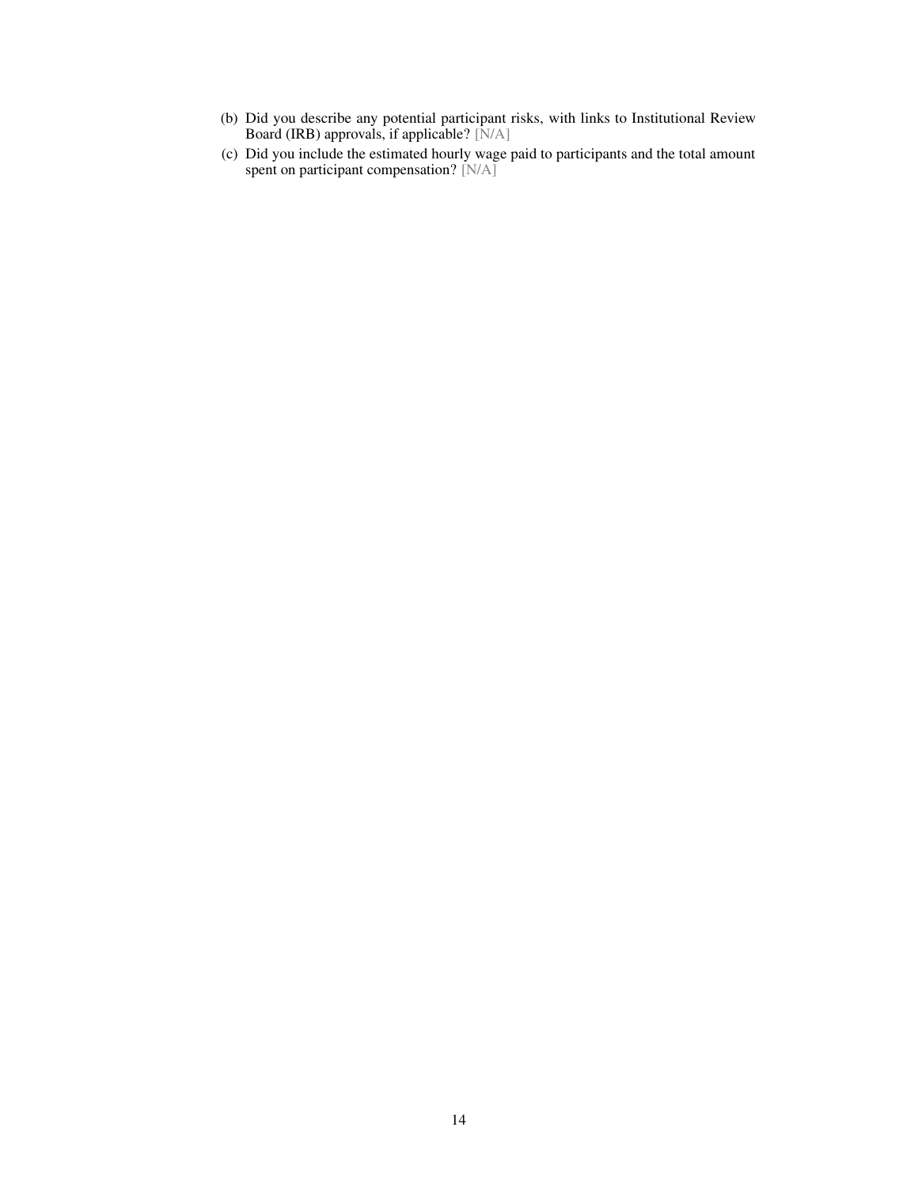(b) Did you describe any potential participant risks, with links to Institutional Review Board (IRB) approvals, if applicable? [N/A]

(c) Did you include the estimated hourly wage paid to participants and the total amount spent on participant compensation? [N/A]